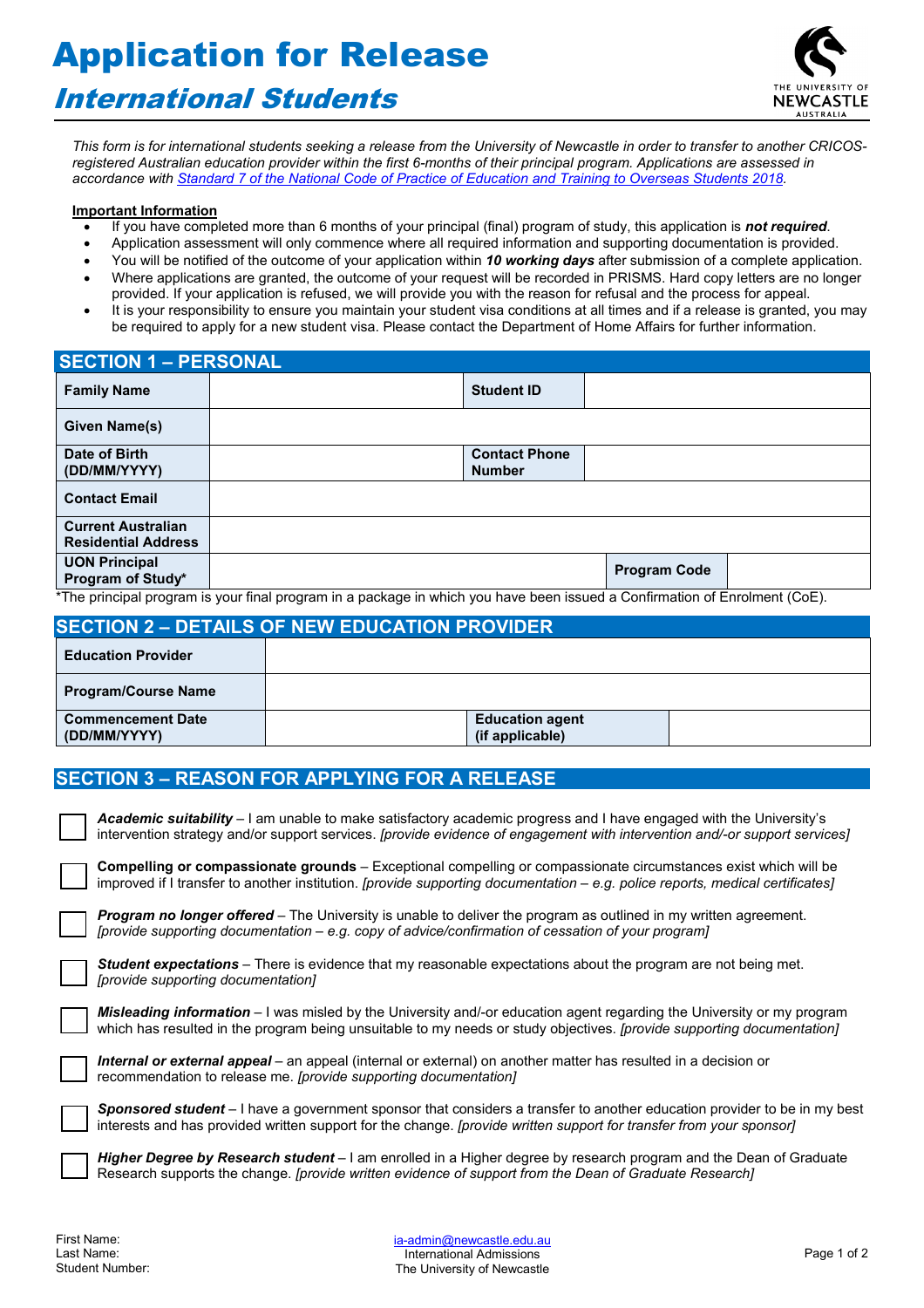# Application for Release

## *International Students*

*This form is for international students seeking a release from the University of Newcastle in order to transfer to another CRICOS-registered Australian education provider within the first 6-months of their principal program. Applications are assessed in accordance with [Standard 7 of the National Code of Practice of Education and Training to Overseas Students 2018](#).*

**Important Information**

- If you have completed more than 6 months of your principal (final) program of study, this application is ***not required***.
- Application assessment will only commence where all required information and supporting documentation is provided.
- You will be notified of the outcome of your application within ***10 working days*** after submission of a complete application.
- Where applications are granted, the outcome of your request will be recorded in PRISMS. Hard copy letters are no longer provided. If your application is refused, we will provide you with the reason for refusal and the process for appeal.
- It is your responsibility to ensure you maintain your student visa conditions at all times and if a release is granted, you may be required to apply for a new student visa. Please contact the Department of Home Affairs for further information.

## SECTION 1 – PERSONAL

| | | | |
|---|---|---|---|
| **Family Name** | | **Student ID** | |
| **Given Name(s)** | | | |
| **Date of Birth (DD/MM/YYYY)** | | **Contact Phone Number** | |
| **Contact Email** | | | |
| **Current Australian Residential Address** | | | |
| **UON Principal Program of Study*** | | **Program Code** | |

*The principal program is your final program in a package in which you have been issued a Confirmation of Enrolment (CoE).

## SECTION 2 – DETAILS OF NEW EDUCATION PROVIDER

| | | | |
|---|---|---|---|
| **Education Provider** | | | |
| **Program/Course Name** | | | |
| **Commencement Date (DD/MM/YYYY)** | | **Education agent (if applicable)** | |

## SECTION 3 – REASON FOR APPLYING FOR A RELEASE

☐ ***Academic suitability*** – I am unable to make satisfactory academic progress and I have engaged with the University's intervention strategy and/or support services. *[provide evidence of engagement with intervention and/-or support services]*

☐ **Compelling or compassionate grounds** – Exceptional compelling or compassionate circumstances exist which will be improved if I transfer to another institution. *[provide supporting documentation – e.g. police reports, medical certificates]*

☐ ***Program no longer offered*** – The University is unable to deliver the program as outlined in my written agreement. *[provide supporting documentation – e.g. copy of advice/confirmation of cessation of your program]*

☐ ***Student expectations*** – There is evidence that my reasonable expectations about the program are not being met. *[provide supporting documentation]*

☐ ***Misleading information*** – I was misled by the University and/-or education agent regarding the University or my program which has resulted in the program being unsuitable to my needs or study objectives. *[provide supporting documentation]*

☐ ***Internal or external appeal*** – an appeal (internal or external) on another matter has resulted in a decision or recommendation to release me. *[provide supporting documentation]*

☐ ***Sponsored student*** – I have a government sponsor that considers a transfer to another education provider to be in my best interests and has provided written support for the change. *[provide written support for transfer from your sponsor]*

☐ ***Higher Degree by Research student*** – I am enrolled in a Higher degree by research program and the Dean of Graduate Research supports the change. *[provide written evidence of support from the Dean of Graduate Research]*

First Name:
Last Name:
Student Number:

ia-admin@newcastle.edu.au
International Admissions
The University of Newcastle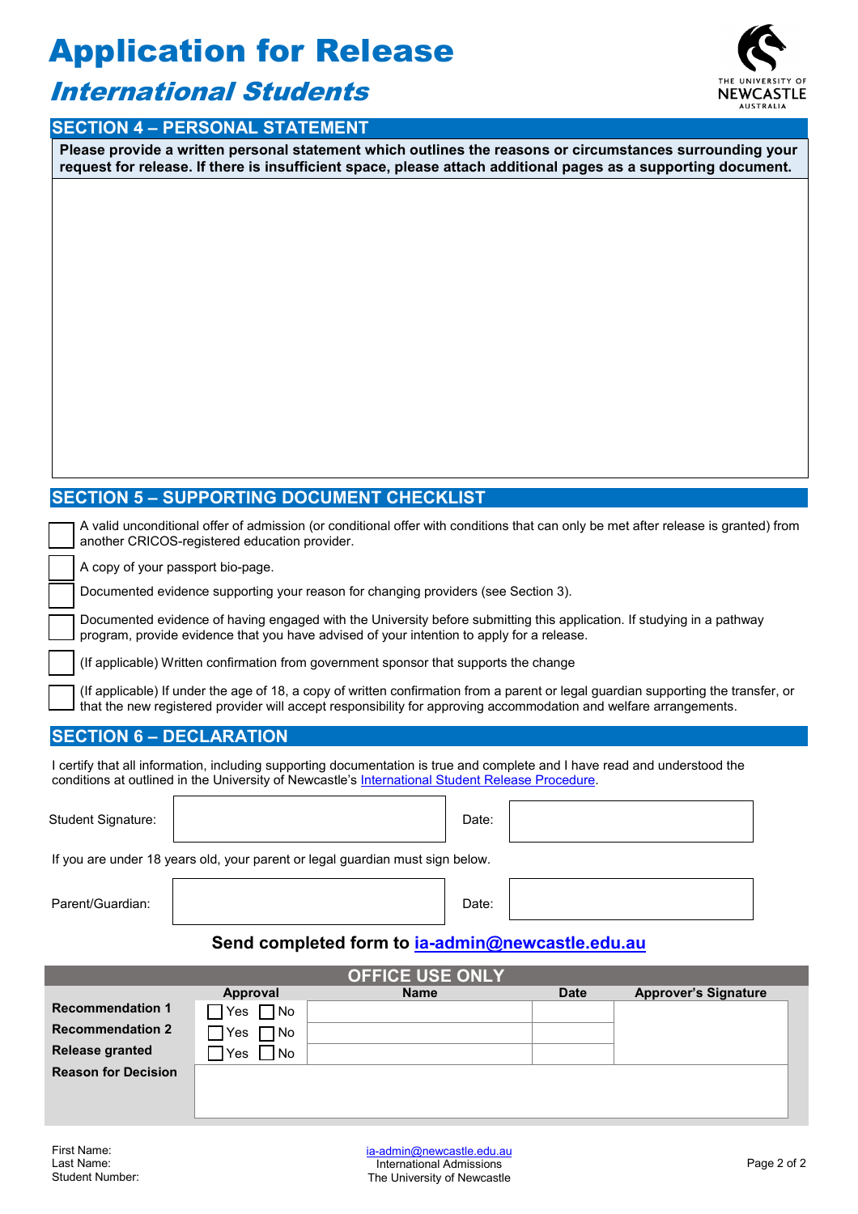# Application for Release

## *International Students*

THE UNIVERSITY OF NEWCASTLE AUSTRALIA

## SECTION 4 – PERSONAL STATEMENT

**Please provide a written personal statement which outlines the reasons or circumstances surrounding your request for release. If there is insufficient space, please attach additional pages as a supporting document.**

## SECTION 5 – SUPPORTING DOCUMENT CHECKLIST

- ☐ A valid unconditional offer of admission (or conditional offer with conditions that can only be met after release is granted) from another CRICOS-registered education provider.
- ☐ A copy of your passport bio-page.
- ☐ Documented evidence supporting your reason for changing providers (see Section 3).
- ☐ Documented evidence of having engaged with the University before submitting this application. If studying in a pathway program, provide evidence that you have advised of your intention to apply for a release.
- ☐ (If applicable) Written confirmation from government sponsor that supports the change
- ☐ (If applicable) If under the age of 18, a copy of written confirmation from a parent or legal guardian supporting the transfer, or that the new registered provider will accept responsibility for approving accommodation and welfare arrangements.

## SECTION 6 – DECLARATION

I certify that all information, including supporting documentation is true and complete and I have read and understood the conditions at outlined in the University of Newcastle's International Student Release Procedure.

Student Signature: ______________________ Date: ______________

If you are under 18 years old, your parent or legal guardian must sign below.

Parent/Guardian: ______________________ Date: ______________

**Send completed form to ia-admin@newcastle.edu.au**

**OFFICE USE ONLY**

| | Approval | Name | Date | Approver's Signature |
|---|---|---|---|---|
| **Recommendation 1** | ☐ Yes ☐ No | | | |
| **Recommendation 2** | ☐ Yes ☐ No | | | |
| **Release granted** | ☐ Yes ☐ No | | | |
| **Reason for Decision** | | | | |

First Name:
Last Name:
Student Number:

ia-admin@newcastle.edu.au
International Admissions
The University of Newcastle